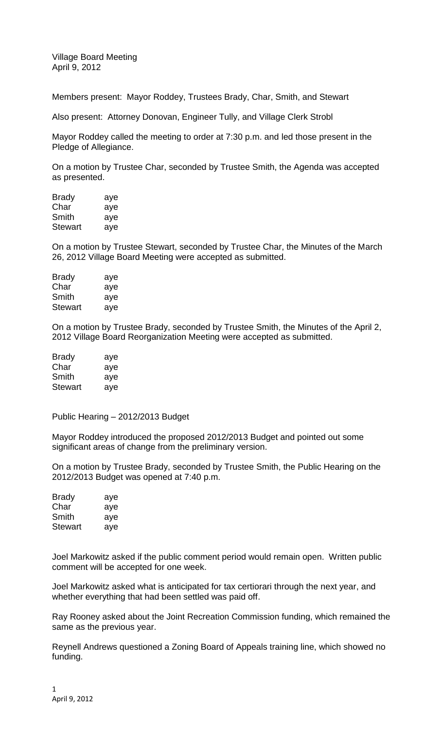Village Board Meeting
April 9, 2012

Members present: Mayor Roddey, Trustees Brady, Char, Smith, and Stewart

Also present: Attorney Donovan, Engineer Tully, and Village Clerk Strobl

Mayor Roddey called the meeting to order at 7:30 p.m. and led those present in the Pledge of Allegiance.

On a motion by Trustee Char, seconded by Trustee Smith, the Agenda was accepted as presented.

| | |
|---|---|
| Brady | aye |
| Char | aye |
| Smith | aye |
| Stewart | aye |

On a motion by Trustee Stewart, seconded by Trustee Char, the Minutes of the March 26, 2012 Village Board Meeting were accepted as submitted.

| | |
|---|---|
| Brady | aye |
| Char | aye |
| Smith | aye |
| Stewart | aye |

On a motion by Trustee Brady, seconded by Trustee Smith, the Minutes of the April 2, 2012 Village Board Reorganization Meeting were accepted as submitted.

| | |
|---|---|
| Brady | aye |
| Char | aye |
| Smith | aye |
| Stewart | aye |

Public Hearing – 2012/2013 Budget

Mayor Roddey introduced the proposed 2012/2013 Budget and pointed out some significant areas of change from the preliminary version.

On a motion by Trustee Brady, seconded by Trustee Smith, the Public Hearing on the 2012/2013 Budget was opened at 7:40 p.m.

| | |
|---|---|
| Brady | aye |
| Char | aye |
| Smith | aye |
| Stewart | aye |

Joel Markowitz asked if the public comment period would remain open. Written public comment will be accepted for one week.

Joel Markowitz asked what is anticipated for tax certiorari through the next year, and whether everything that had been settled was paid off.

Ray Rooney asked about the Joint Recreation Commission funding, which remained the same as the previous year.

Reynell Andrews questioned a Zoning Board of Appeals training line, which showed no funding.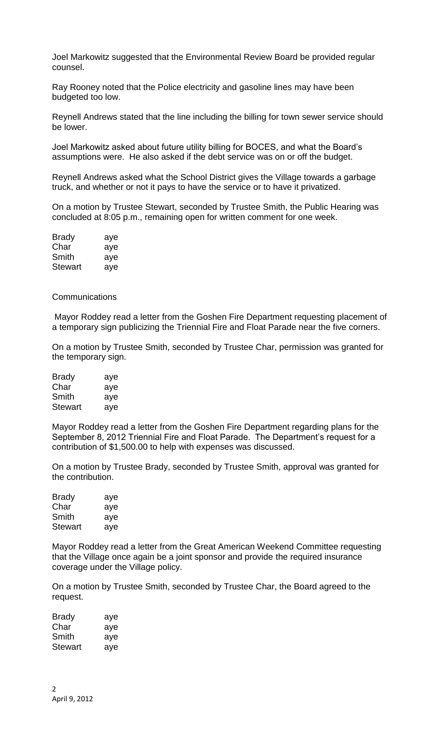Joel Markowitz suggested that the Environmental Review Board be provided regular counsel.

Ray Rooney noted that the Police electricity and gasoline lines may have been budgeted too low.

Reynell Andrews stated that the line including the billing for town sewer service should be lower.

Joel Markowitz asked about future utility billing for BOCES, and what the Board's assumptions were. He also asked if the debt service was on or off the budget.

Reynell Andrews asked what the School District gives the Village towards a garbage truck, and whether or not it pays to have the service or to have it privatized.

On a motion by Trustee Stewart, seconded by Trustee Smith, the Public Hearing was concluded at 8:05 p.m., remaining open for written comment for one week.

| | |
|---|---|
| Brady | aye |
| Char | aye |
| Smith | aye |
| Stewart | aye |

Communications

Mayor Roddey read a letter from the Goshen Fire Department requesting placement of a temporary sign publicizing the Triennial Fire and Float Parade near the five corners.

On a motion by Trustee Smith, seconded by Trustee Char, permission was granted for the temporary sign.

| | |
|---|---|
| Brady | aye |
| Char | aye |
| Smith | aye |
| Stewart | aye |

Mayor Roddey read a letter from the Goshen Fire Department regarding plans for the September 8, 2012 Triennial Fire and Float Parade. The Department's request for a contribution of $1,500.00 to help with expenses was discussed.

On a motion by Trustee Brady, seconded by Trustee Smith, approval was granted for the contribution.

| | |
|---|---|
| Brady | aye |
| Char | aye |
| Smith | aye |
| Stewart | aye |

Mayor Roddey read a letter from the Great American Weekend Committee requesting that the Village once again be a joint sponsor and provide the required insurance coverage under the Village policy.

On a motion by Trustee Smith, seconded by Trustee Char, the Board agreed to the request.

| | |
|---|---|
| Brady | aye |
| Char | aye |
| Smith | aye |
| Stewart | aye |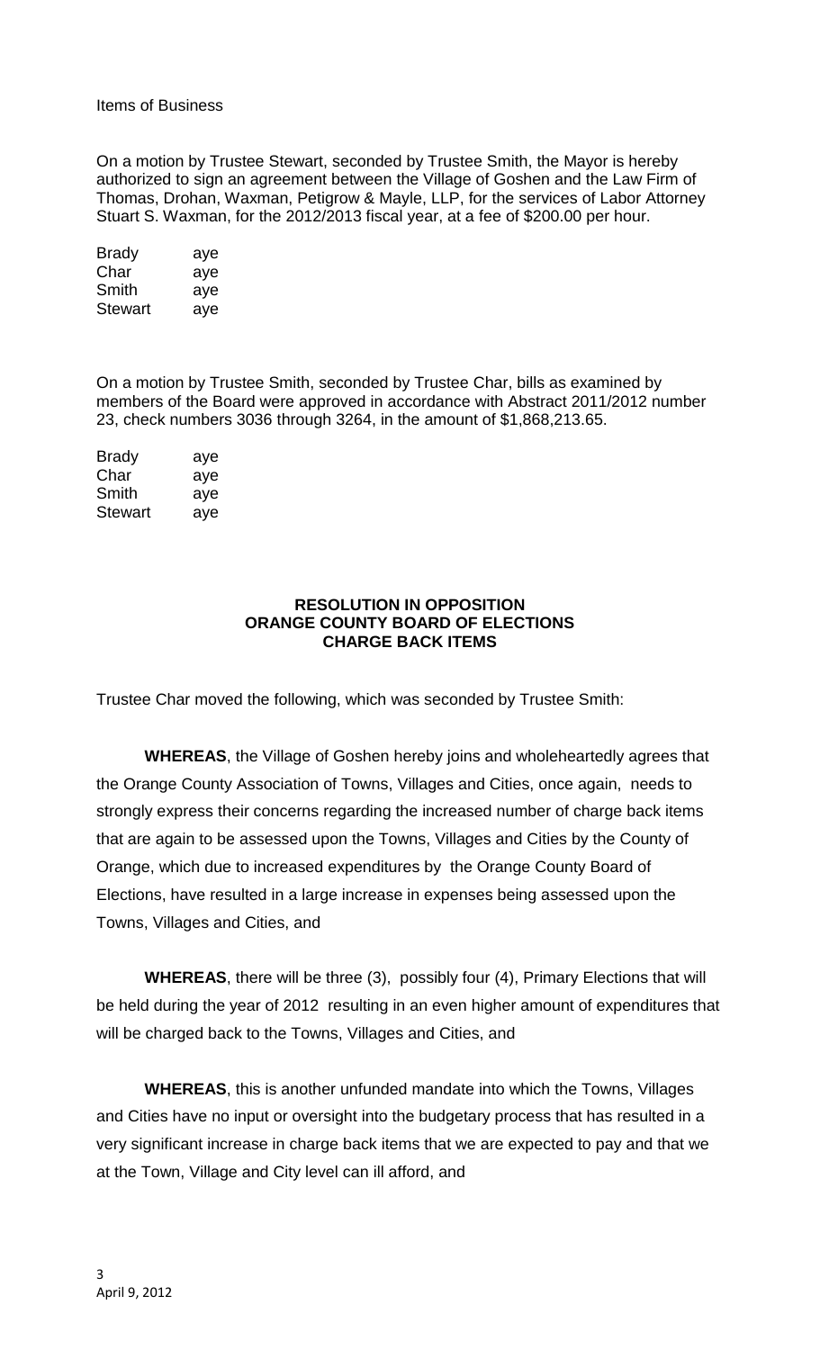Items of Business

On a motion by Trustee Stewart, seconded by Trustee Smith, the Mayor is hereby authorized to sign an agreement between the Village of Goshen and the Law Firm of Thomas, Drohan, Waxman, Petigrow & Mayle, LLP, for the services of Labor Attorney Stuart S. Waxman, for the 2012/2013 fiscal year, at a fee of $200.00 per hour.

| | |
|---|---|
| Brady | aye |
| Char | aye |
| Smith | aye |
| Stewart | aye |

On a motion by Trustee Smith, seconded by Trustee Char, bills as examined by members of the Board were approved in accordance with Abstract 2011/2012 number 23, check numbers 3036 through 3264, in the amount of $1,868,213.65.

| | |
|---|---|
| Brady | aye |
| Char | aye |
| Smith | aye |
| Stewart | aye |

**RESOLUTION IN OPPOSITION**
**ORANGE COUNTY BOARD OF ELECTIONS**
**CHARGE BACK ITEMS**

Trustee Char moved the following, which was seconded by Trustee Smith:

**WHEREAS**, the Village of Goshen hereby joins and wholeheartedly agrees that the Orange County Association of Towns, Villages and Cities, once again, needs to strongly express their concerns regarding the increased number of charge back items that are again to be assessed upon the Towns, Villages and Cities by the County of Orange, which due to increased expenditures by the Orange County Board of Elections, have resulted in a large increase in expenses being assessed upon the Towns, Villages and Cities, and

**WHEREAS**, there will be three (3), possibly four (4), Primary Elections that will be held during the year of 2012 resulting in an even higher amount of expenditures that will be charged back to the Towns, Villages and Cities, and

**WHEREAS**, this is another unfunded mandate into which the Towns, Villages and Cities have no input or oversight into the budgetary process that has resulted in a very significant increase in charge back items that we are expected to pay and that we at the Town, Village and City level can ill afford, and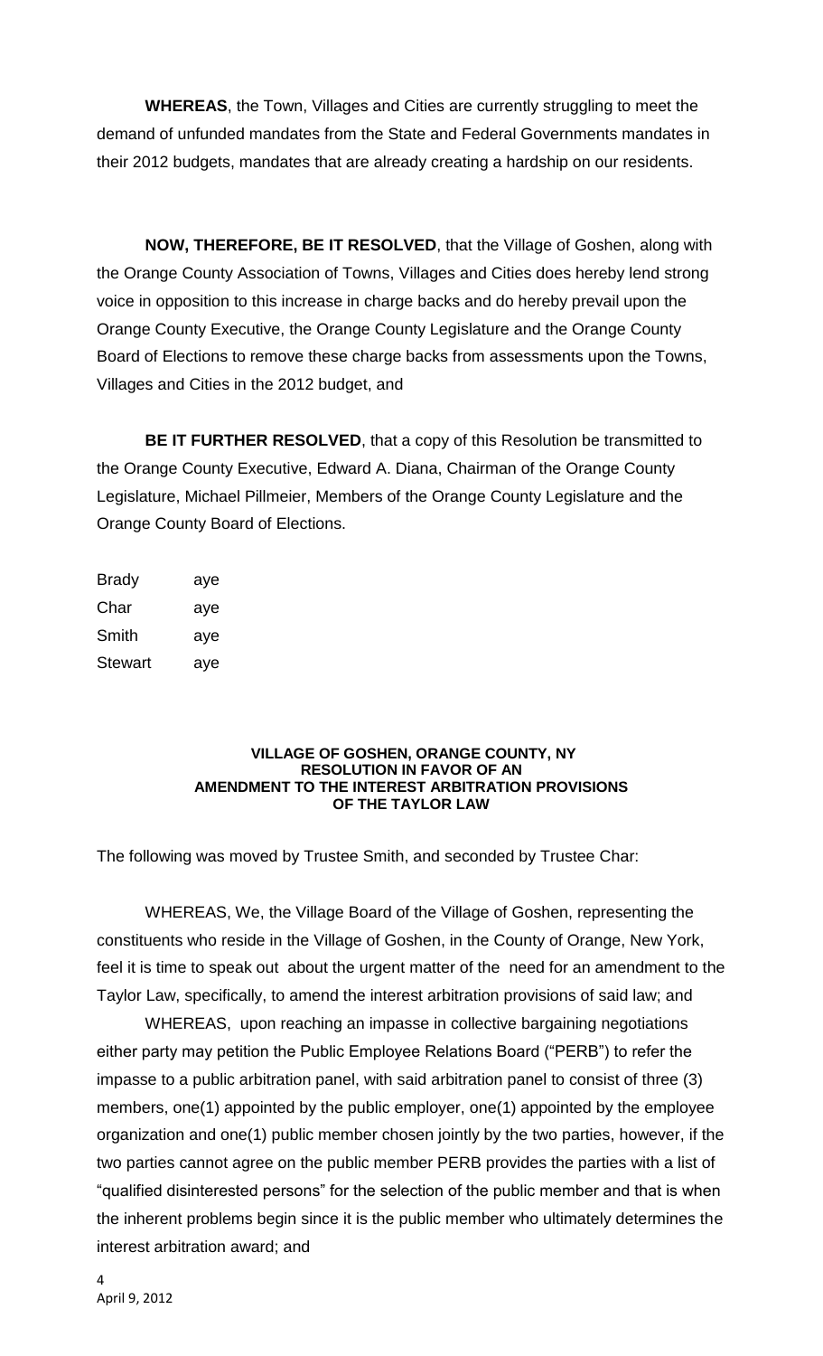**WHEREAS**, the Town, Villages and Cities are currently struggling to meet the demand of unfunded mandates from the State and Federal Governments mandates in their 2012 budgets, mandates that are already creating a hardship on our residents.

**NOW, THEREFORE, BE IT RESOLVED**, that the Village of Goshen, along with the Orange County Association of Towns, Villages and Cities does hereby lend strong voice in opposition to this increase in charge backs and do hereby prevail upon the Orange County Executive, the Orange County Legislature and the Orange County Board of Elections to remove these charge backs from assessments upon the Towns, Villages and Cities in the 2012 budget, and

**BE IT FURTHER RESOLVED**, that a copy of this Resolution be transmitted to the Orange County Executive, Edward A. Diana, Chairman of the Orange County Legislature, Michael Pillmeier, Members of the Orange County Legislature and the Orange County Board of Elections.

| | |
|---|---|
| Brady | aye |
| Char | aye |
| Smith | aye |
| Stewart | aye |

**VILLAGE OF GOSHEN, ORANGE COUNTY, NY**
**RESOLUTION IN FAVOR OF AN**
**AMENDMENT TO THE INTEREST ARBITRATION PROVISIONS**
**OF THE TAYLOR LAW**

The following was moved by Trustee Smith, and seconded by Trustee Char:

WHEREAS, We, the Village Board of the Village of Goshen, representing the constituents who reside in the Village of Goshen, in the County of Orange, New York, feel it is time to speak out about the urgent matter of the need for an amendment to the Taylor Law, specifically, to amend the interest arbitration provisions of said law; and

WHEREAS, upon reaching an impasse in collective bargaining negotiations either party may petition the Public Employee Relations Board ("PERB") to refer the impasse to a public arbitration panel, with said arbitration panel to consist of three (3) members, one(1) appointed by the public employer, one(1) appointed by the employee organization and one(1) public member chosen jointly by the two parties, however, if the two parties cannot agree on the public member PERB provides the parties with a list of "qualified disinterested persons" for the selection of the public member and that is when the inherent problems begin since it is the public member who ultimately determines the interest arbitration award; and

April 9, 2012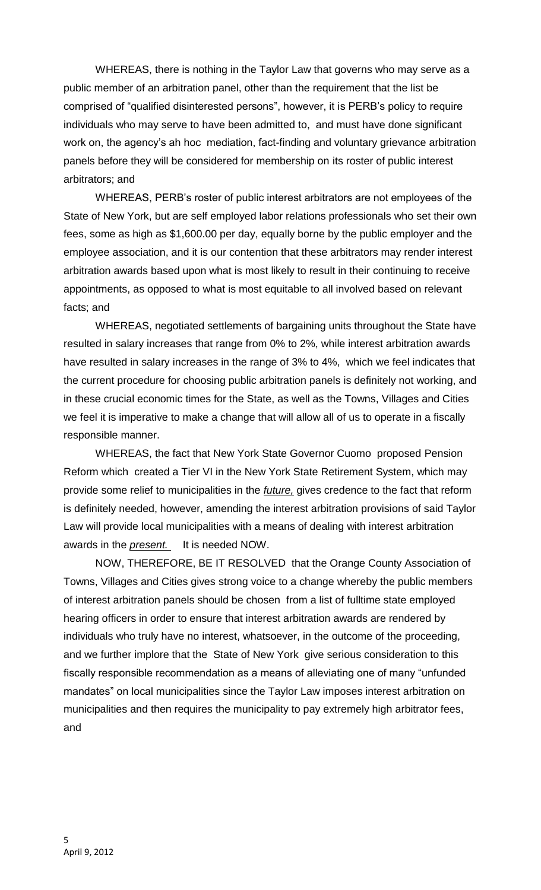WHEREAS, there is nothing in the Taylor Law that governs who may serve as a public member of an arbitration panel, other than the requirement that the list be comprised of "qualified disinterested persons", however, it is PERB's policy to require individuals who may serve to have been admitted to, and must have done significant work on, the agency's ah hoc mediation, fact-finding and voluntary grievance arbitration panels before they will be considered for membership on its roster of public interest arbitrators; and

WHEREAS, PERB's roster of public interest arbitrators are not employees of the State of New York, but are self employed labor relations professionals who set their own fees, some as high as $1,600.00 per day, equally borne by the public employer and the employee association, and it is our contention that these arbitrators may render interest arbitration awards based upon what is most likely to result in their continuing to receive appointments, as opposed to what is most equitable to all involved based on relevant facts; and

WHEREAS, negotiated settlements of bargaining units throughout the State have resulted in salary increases that range from 0% to 2%, while interest arbitration awards have resulted in salary increases in the range of 3% to 4%, which we feel indicates that the current procedure for choosing public arbitration panels is definitely not working, and in these crucial economic times for the State, as well as the Towns, Villages and Cities we feel it is imperative to make a change that will allow all of us to operate in a fiscally responsible manner.

WHEREAS, the fact that New York State Governor Cuomo proposed Pension Reform which created a Tier VI in the New York State Retirement System, which may provide some relief to municipalities in the ***future,*** gives credence to the fact that reform is definitely needed, however, amending the interest arbitration provisions of said Taylor Law will provide local municipalities with a means of dealing with interest arbitration awards in the ***present.*** It is needed NOW.

NOW, THEREFORE, BE IT RESOLVED that the Orange County Association of Towns, Villages and Cities gives strong voice to a change whereby the public members of interest arbitration panels should be chosen from a list of fulltime state employed hearing officers in order to ensure that interest arbitration awards are rendered by individuals who truly have no interest, whatsoever, in the outcome of the proceeding, and we further implore that the State of New York give serious consideration to this fiscally responsible recommendation as a means of alleviating one of many "unfunded mandates" on local municipalities since the Taylor Law imposes interest arbitration on municipalities and then requires the municipality to pay extremely high arbitrator fees, and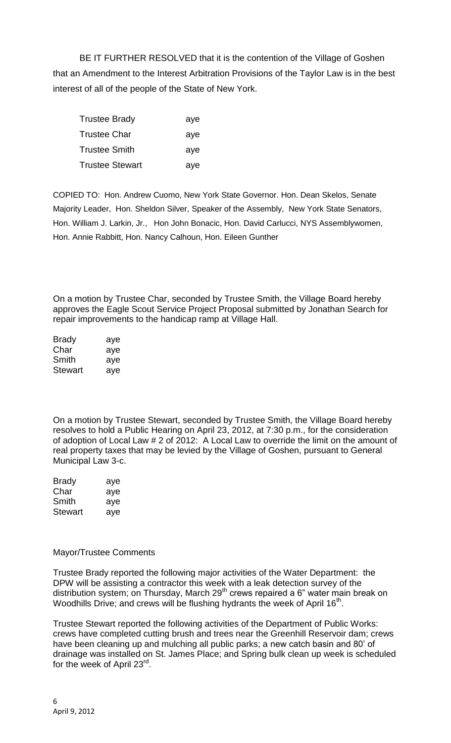BE IT FURTHER RESOLVED that it is the contention of the Village of Goshen that an Amendment to the Interest Arbitration Provisions of the Taylor Law is in the best interest of all of the people of the State of New York.

| | |
|---|---|
| Trustee Brady | aye |
| Trustee Char | aye |
| Trustee Smith | aye |
| Trustee Stewart | aye |

COPIED TO: Hon. Andrew Cuomo, New York State Governor. Hon. Dean Skelos, Senate Majority Leader, Hon. Sheldon Silver, Speaker of the Assembly, New York State Senators, Hon. William J. Larkin, Jr., Hon John Bonacic, Hon. David Carlucci, NYS Assemblywomen, Hon. Annie Rabbitt, Hon. Nancy Calhoun, Hon. Eileen Gunther

On a motion by Trustee Char, seconded by Trustee Smith, the Village Board hereby approves the Eagle Scout Service Project Proposal submitted by Jonathan Search for repair improvements to the handicap ramp at Village Hall.

| | |
|---|---|
| Brady | aye |
| Char | aye |
| Smith | aye |
| Stewart | aye |

On a motion by Trustee Stewart, seconded by Trustee Smith, the Village Board hereby resolves to hold a Public Hearing on April 23, 2012, at 7:30 p.m., for the consideration of adoption of Local Law # 2 of 2012: A Local Law to override the limit on the amount of real property taxes that may be levied by the Village of Goshen, pursuant to General Municipal Law 3-c.

| | |
|---|---|
| Brady | aye |
| Char | aye |
| Smith | aye |
| Stewart | aye |

Mayor/Trustee Comments

Trustee Brady reported the following major activities of the Water Department: the DPW will be assisting a contractor this week with a leak detection survey of the distribution system; on Thursday, March 29th crews repaired a 6" water main break on Woodhills Drive; and crews will be flushing hydrants the week of April 16th.

Trustee Stewart reported the following activities of the Department of Public Works: crews have completed cutting brush and trees near the Greenhill Reservoir dam; crews have been cleaning up and mulching all public parks; a new catch basin and 80' of drainage was installed on St. James Place; and Spring bulk clean up week is scheduled for the week of April 23rd.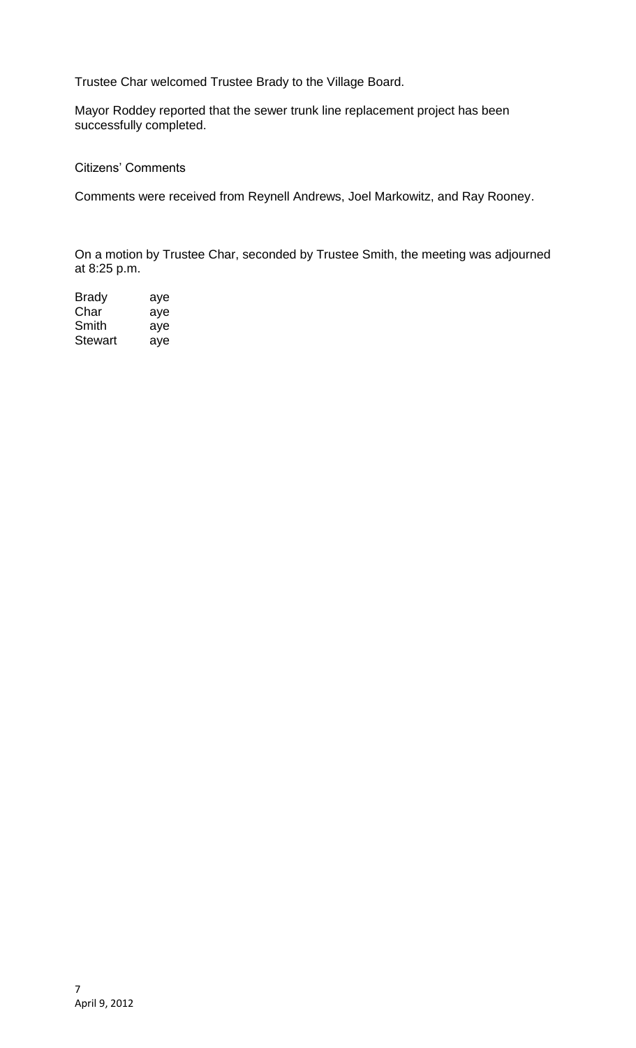Trustee Char welcomed Trustee Brady to the Village Board.

Mayor Roddey reported that the sewer trunk line replacement project has been successfully completed.

Citizens' Comments

Comments were received from Reynell Andrews, Joel Markowitz, and Ray Rooney.

On a motion by Trustee Char, seconded by Trustee Smith, the meeting was adjourned at 8:25 p.m.

| | |
|---|---|
| Brady | aye |
| Char | aye |
| Smith | aye |
| Stewart | aye |